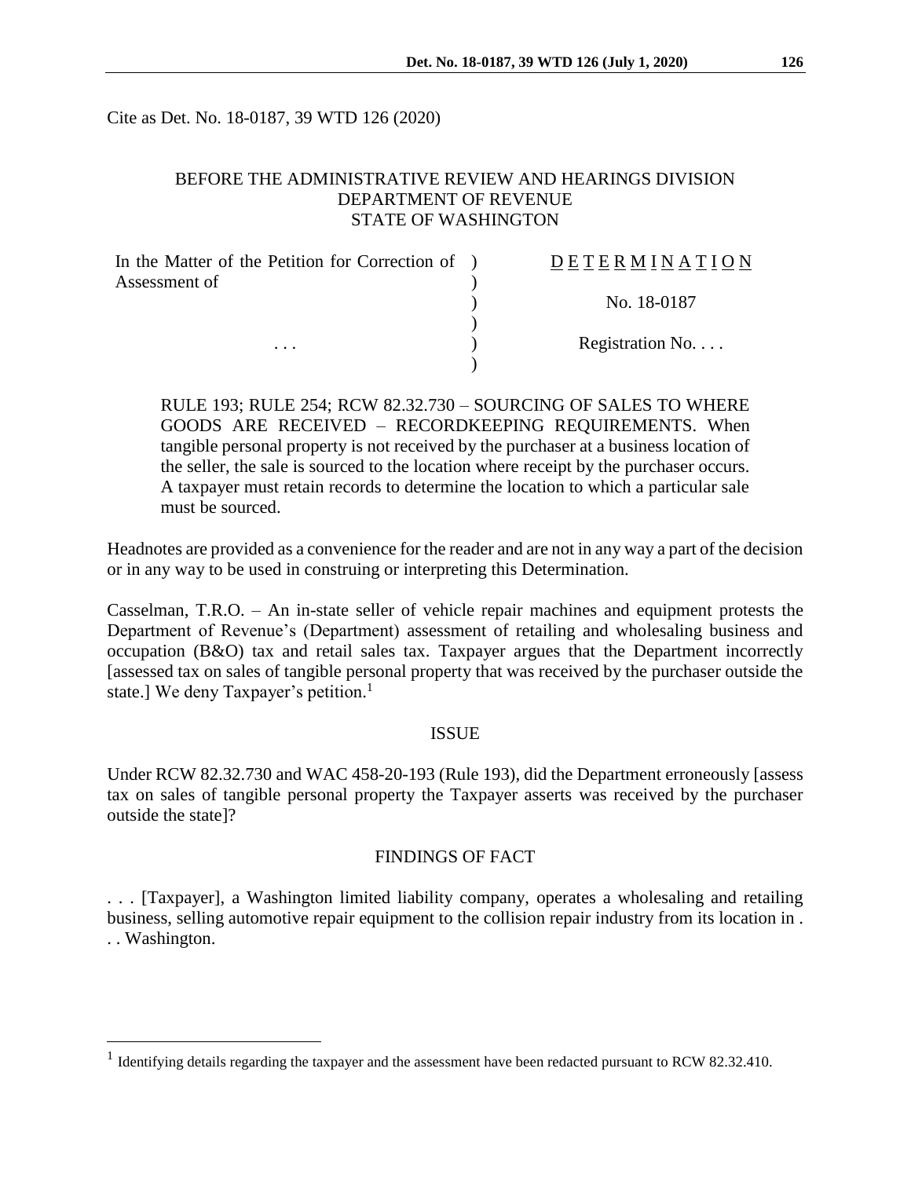Cite as Det. No. 18-0187, 39 WTD 126 (2020)

BEFORE THE ADMINISTRATIVE REVIEW AND HEARINGS DIVISION
DEPARTMENT OF REVENUE
STATE OF WASHINGTON

| | | |
|---|---|---|
| In the Matter of the Petition for Correction of Assessment of | ) | DETERMINATION |
| | ) | No. 18-0187 |
| . . . | ) | Registration No. . . . |

RULE 193; RULE 254; RCW 82.32.730 – SOURCING OF SALES TO WHERE GOODS ARE RECEIVED – RECORDKEEPING REQUIREMENTS. When tangible personal property is not received by the purchaser at a business location of the seller, the sale is sourced to the location where receipt by the purchaser occurs. A taxpayer must retain records to determine the location to which a particular sale must be sourced.

Headnotes are provided as a convenience for the reader and are not in any way a part of the decision or in any way to be used in construing or interpreting this Determination.

Casselman, T.R.O. – An in-state seller of vehicle repair machines and equipment protests the Department of Revenue's (Department) assessment of retailing and wholesaling business and occupation (B&O) tax and retail sales tax. Taxpayer argues that the Department incorrectly [assessed tax on sales of tangible personal property that was received by the purchaser outside the state.] We deny Taxpayer's petition.[1]

## ISSUE

Under RCW 82.32.730 and WAC 458-20-193 (Rule 193), did the Department erroneously [assess tax on sales of tangible personal property the Taxpayer asserts was received by the purchaser outside the state]?

## FINDINGS OF FACT

. . . [Taxpayer], a Washington limited liability company, operates a wholesaling and retailing business, selling automotive repair equipment to the collision repair industry from its location in . . . Washington.

[1] Identifying details regarding the taxpayer and the assessment have been redacted pursuant to RCW 82.32.410.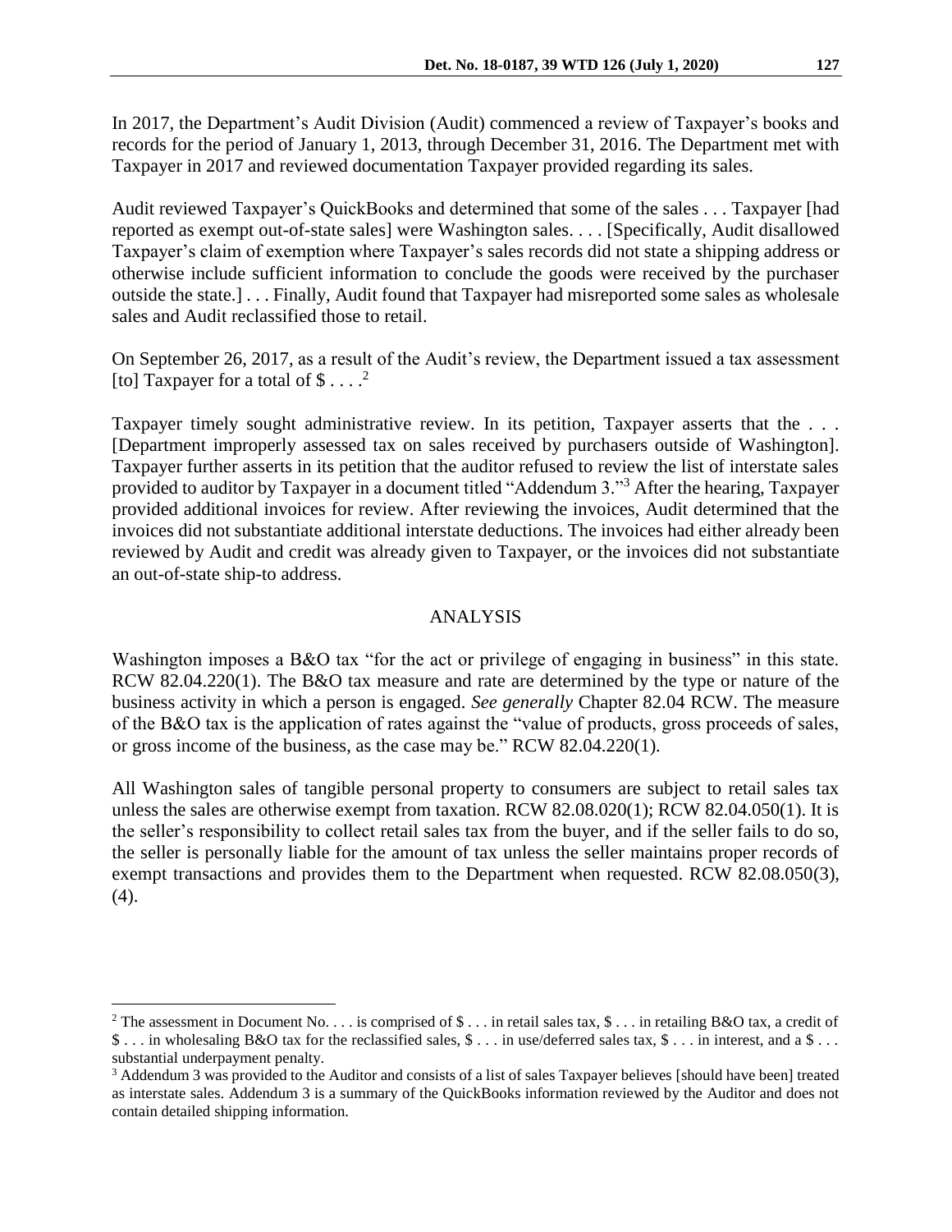In 2017, the Department's Audit Division (Audit) commenced a review of Taxpayer's books and records for the period of January 1, 2013, through December 31, 2016. The Department met with Taxpayer in 2017 and reviewed documentation Taxpayer provided regarding its sales.

Audit reviewed Taxpayer's QuickBooks and determined that some of the sales . . . Taxpayer [had reported as exempt out-of-state sales] were Washington sales. . . . [Specifically, Audit disallowed Taxpayer's claim of exemption where Taxpayer's sales records did not state a shipping address or otherwise include sufficient information to conclude the goods were received by the purchaser outside the state.] . . . Finally, Audit found that Taxpayer had misreported some sales as wholesale sales and Audit reclassified those to retail.

On September 26, 2017, as a result of the Audit's review, the Department issued a tax assessment [to] Taxpayer for a total of $ . . . .[2]

Taxpayer timely sought administrative review. In its petition, Taxpayer asserts that the . . . [Department improperly assessed tax on sales received by purchasers outside of Washington]. Taxpayer further asserts in its petition that the auditor refused to review the list of interstate sales provided to auditor by Taxpayer in a document titled "Addendum 3."[3] After the hearing, Taxpayer provided additional invoices for review. After reviewing the invoices, Audit determined that the invoices did not substantiate additional interstate deductions. The invoices had either already been reviewed by Audit and credit was already given to Taxpayer, or the invoices did not substantiate an out-of-state ship-to address.

## ANALYSIS

Washington imposes a B&O tax "for the act or privilege of engaging in business" in this state. RCW 82.04.220(1). The B&O tax measure and rate are determined by the type or nature of the business activity in which a person is engaged. *See generally* Chapter 82.04 RCW. The measure of the B&O tax is the application of rates against the "value of products, gross proceeds of sales, or gross income of the business, as the case may be." RCW 82.04.220(1).

All Washington sales of tangible personal property to consumers are subject to retail sales tax unless the sales are otherwise exempt from taxation. RCW 82.08.020(1); RCW 82.04.050(1). It is the seller's responsibility to collect retail sales tax from the buyer, and if the seller fails to do so, the seller is personally liable for the amount of tax unless the seller maintains proper records of exempt transactions and provides them to the Department when requested. RCW 82.08.050(3), (4).

---

[2] The assessment in Document No. . . . is comprised of $ . . . in retail sales tax, $ . . . in retailing B&O tax, a credit of $ . . . in wholesaling B&O tax for the reclassified sales, $ . . . in use/deferred sales tax, $ . . . in interest, and a $ . . . substantial underpayment penalty.

[3] Addendum 3 was provided to the Auditor and consists of a list of sales Taxpayer believes [should have been] treated as interstate sales. Addendum 3 is a summary of the QuickBooks information reviewed by the Auditor and does not contain detailed shipping information.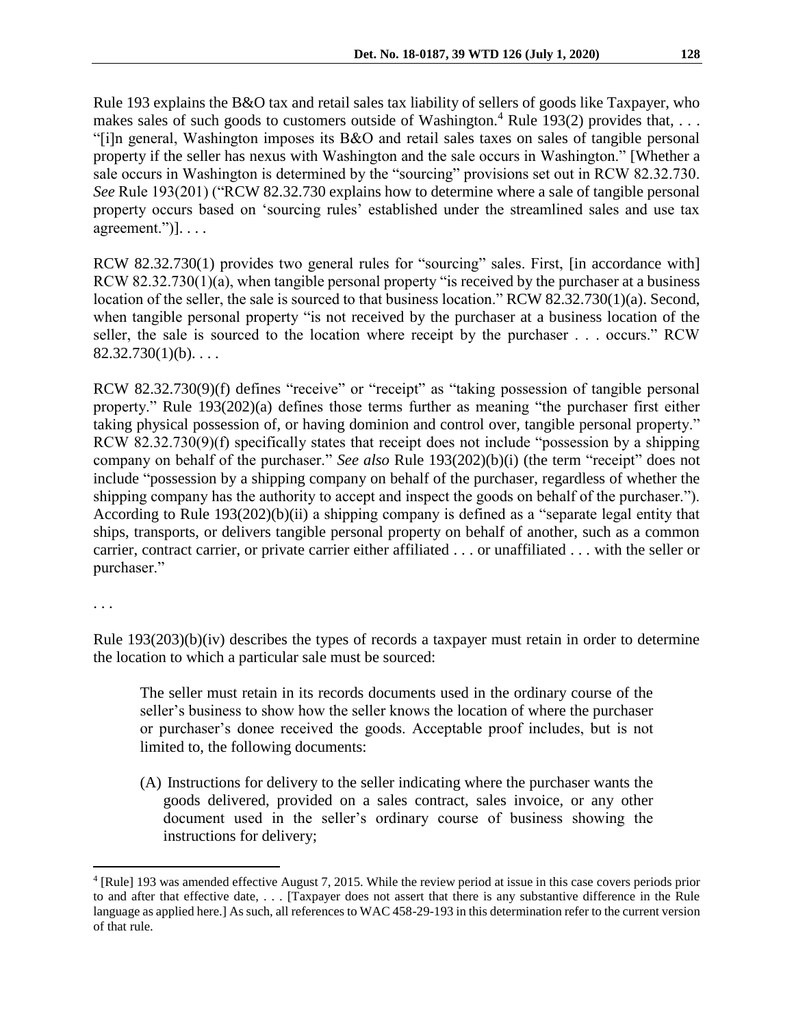Rule 193 explains the B&O tax and retail sales tax liability of sellers of goods like Taxpayer, who makes sales of such goods to customers outside of Washington.[4] Rule 193(2) provides that, . . . "[i]n general, Washington imposes its B&O and retail sales taxes on sales of tangible personal property if the seller has nexus with Washington and the sale occurs in Washington." [Whether a sale occurs in Washington is determined by the "sourcing" provisions set out in RCW 82.32.730. *See* Rule 193(201) ("RCW 82.32.730 explains how to determine where a sale of tangible personal property occurs based on 'sourcing rules' established under the streamlined sales and use tax agreement.")]. . . .

RCW 82.32.730(1) provides two general rules for "sourcing" sales. First, [in accordance with] RCW 82.32.730(1)(a), when tangible personal property "is received by the purchaser at a business location of the seller, the sale is sourced to that business location." RCW 82.32.730(1)(a). Second, when tangible personal property "is not received by the purchaser at a business location of the seller, the sale is sourced to the location where receipt by the purchaser . . . occurs." RCW 82.32.730(1)(b). . . .

RCW 82.32.730(9)(f) defines "receive" or "receipt" as "taking possession of tangible personal property." Rule 193(202)(a) defines those terms further as meaning "the purchaser first either taking physical possession of, or having dominion and control over, tangible personal property." RCW 82.32.730(9)(f) specifically states that receipt does not include "possession by a shipping company on behalf of the purchaser." *See also* Rule 193(202)(b)(i) (the term "receipt" does not include "possession by a shipping company on behalf of the purchaser, regardless of whether the shipping company has the authority to accept and inspect the goods on behalf of the purchaser."). According to Rule 193(202)(b)(ii) a shipping company is defined as a "separate legal entity that ships, transports, or delivers tangible personal property on behalf of another, such as a common carrier, contract carrier, or private carrier either affiliated . . . or unaffiliated . . . with the seller or purchaser."

. . .

Rule 193(203)(b)(iv) describes the types of records a taxpayer must retain in order to determine the location to which a particular sale must be sourced:

> The seller must retain in its records documents used in the ordinary course of the seller's business to show how the seller knows the location of where the purchaser or purchaser's donee received the goods. Acceptable proof includes, but is not limited to, the following documents:
>
> (A) Instructions for delivery to the seller indicating where the purchaser wants the goods delivered, provided on a sales contract, sales invoice, or any other document used in the seller's ordinary course of business showing the instructions for delivery;

---

[4] [Rule] 193 was amended effective August 7, 2015. While the review period at issue in this case covers periods prior to and after that effective date, . . . [Taxpayer does not assert that there is any substantive difference in the Rule language as applied here.] As such, all references to WAC 458-29-193 in this determination refer to the current version of that rule.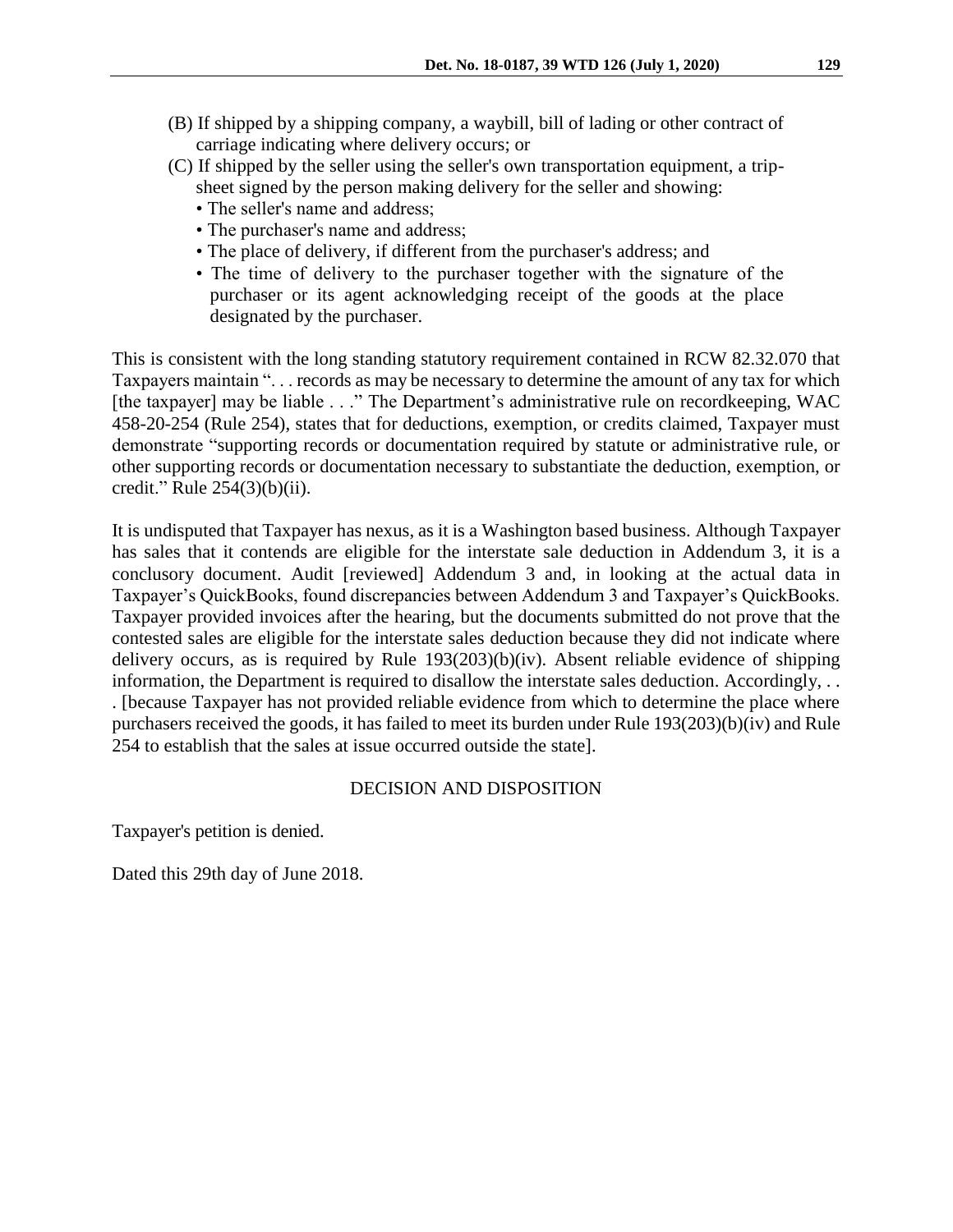(B) If shipped by a shipping company, a waybill, bill of lading or other contract of carriage indicating where delivery occurs; or

(C) If shipped by the seller using the seller's own transportation equipment, a trip-sheet signed by the person making delivery for the seller and showing:

- The seller's name and address;
- The purchaser's name and address;
- The place of delivery, if different from the purchaser's address; and
- The time of delivery to the purchaser together with the signature of the purchaser or its agent acknowledging receipt of the goods at the place designated by the purchaser.

This is consistent with the long standing statutory requirement contained in RCW 82.32.070 that Taxpayers maintain ". . . records as may be necessary to determine the amount of any tax for which [the taxpayer] may be liable . . ." The Department's administrative rule on recordkeeping, WAC 458-20-254 (Rule 254), states that for deductions, exemption, or credits claimed, Taxpayer must demonstrate "supporting records or documentation required by statute or administrative rule, or other supporting records or documentation necessary to substantiate the deduction, exemption, or credit." Rule 254(3)(b)(ii).

It is undisputed that Taxpayer has nexus, as it is a Washington based business. Although Taxpayer has sales that it contends are eligible for the interstate sale deduction in Addendum 3, it is a conclusory document. Audit [reviewed] Addendum 3 and, in looking at the actual data in Taxpayer's QuickBooks, found discrepancies between Addendum 3 and Taxpayer's QuickBooks. Taxpayer provided invoices after the hearing, but the documents submitted do not prove that the contested sales are eligible for the interstate sales deduction because they did not indicate where delivery occurs, as is required by Rule 193(203)(b)(iv). Absent reliable evidence of shipping information, the Department is required to disallow the interstate sales deduction. Accordingly, . . . [because Taxpayer has not provided reliable evidence from which to determine the place where purchasers received the goods, it has failed to meet its burden under Rule 193(203)(b)(iv) and Rule 254 to establish that the sales at issue occurred outside the state].

## DECISION AND DISPOSITION

Taxpayer's petition is denied.

Dated this 29th day of June 2018.